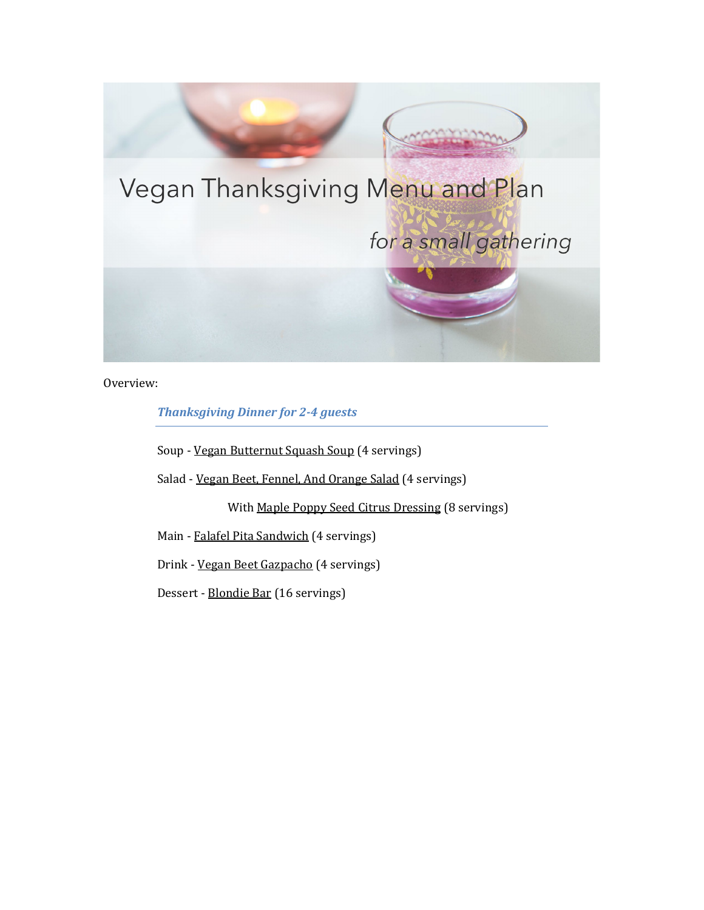# Vegan Thanksgiving Menu and Plan

*for a small gathering*

Overview:

### *Thanksgiving Dinner for 2-4 guests*

Soup - Vegan Butternut Squash Soup (4 servings)

Salad - Vegan Beet, Fennel, And Orange Salad (4 servings)

With Maple Poppy Seed Citrus Dressing (8 servings)

Main - Falafel Pita Sandwich (4 servings)

Drink - Vegan Beet Gazpacho (4 servings)

Dessert - Blondie Bar (16 servings)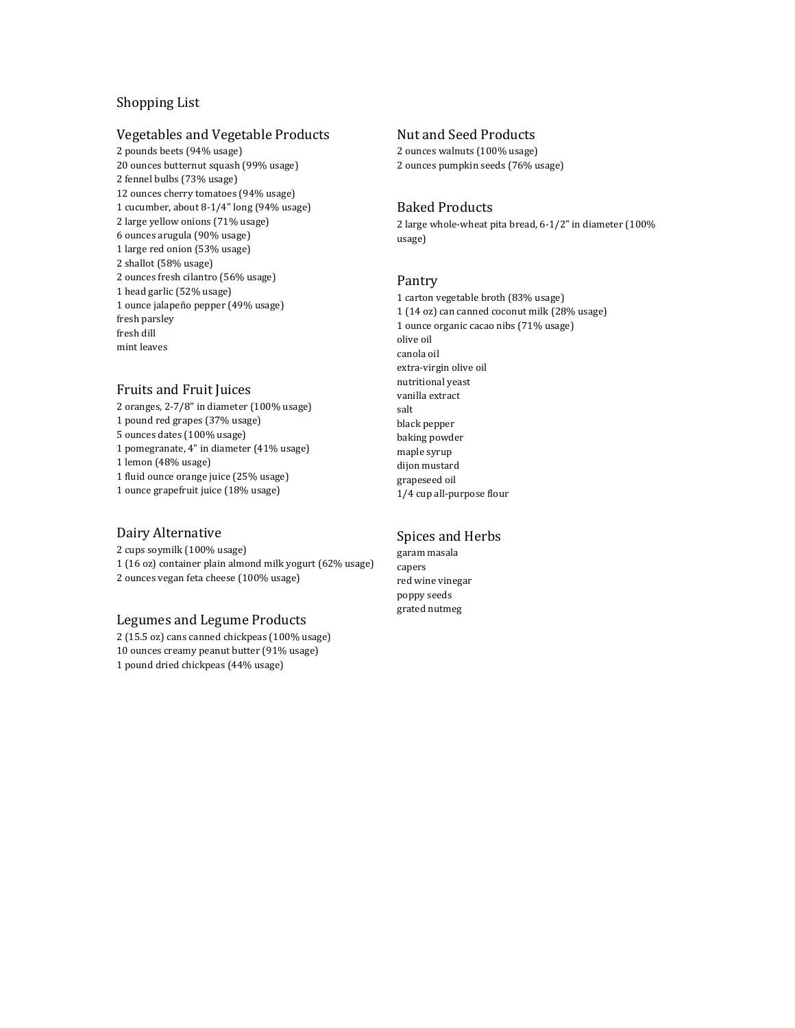# Shopping List

## Vegetables and Vegetable Products

2 pounds beets (94% usage)
20 ounces butternut squash (99% usage)
2 fennel bulbs (73% usage)
12 ounces cherry tomatoes (94% usage)
1 cucumber, about 8-1/4" long (94% usage)
2 large yellow onions (71% usage)
6 ounces arugula (90% usage)
1 large red onion (53% usage)
2 shallot (58% usage)
2 ounces fresh cilantro (56% usage)
1 head garlic (52% usage)
1 ounce jalapeño pepper (49% usage)
fresh parsley
fresh dill
mint leaves

## Fruits and Fruit Juices

2 oranges, 2-7/8" in diameter (100% usage)
1 pound red grapes (37% usage)
5 ounces dates (100% usage)
1 pomegranate, 4" in diameter (41% usage)
1 lemon (48% usage)
1 fluid ounce orange juice (25% usage)
1 ounce grapefruit juice (18% usage)

## Dairy Alternative

2 cups soymilk (100% usage)
1 (16 oz) container plain almond milk yogurt (62% usage)
2 ounces vegan feta cheese (100% usage)

## Legumes and Legume Products

2 (15.5 oz) cans canned chickpeas (100% usage)
10 ounces creamy peanut butter (91% usage)
1 pound dried chickpeas (44% usage)

## Nut and Seed Products

2 ounces walnuts (100% usage)
2 ounces pumpkin seeds (76% usage)

## Baked Products

2 large whole-wheat pita bread, 6-1/2" in diameter (100% usage)

## Pantry

1 carton vegetable broth (83% usage)
1 (14 oz) can canned coconut milk (28% usage)
1 ounce organic cacao nibs (71% usage)
olive oil
canola oil
extra-virgin olive oil
nutritional yeast
vanilla extract
salt
black pepper
baking powder
maple syrup
dijon mustard
grapeseed oil
1/4 cup all-purpose flour

## Spices and Herbs

garam masala
capers
red wine vinegar
poppy seeds
grated nutmeg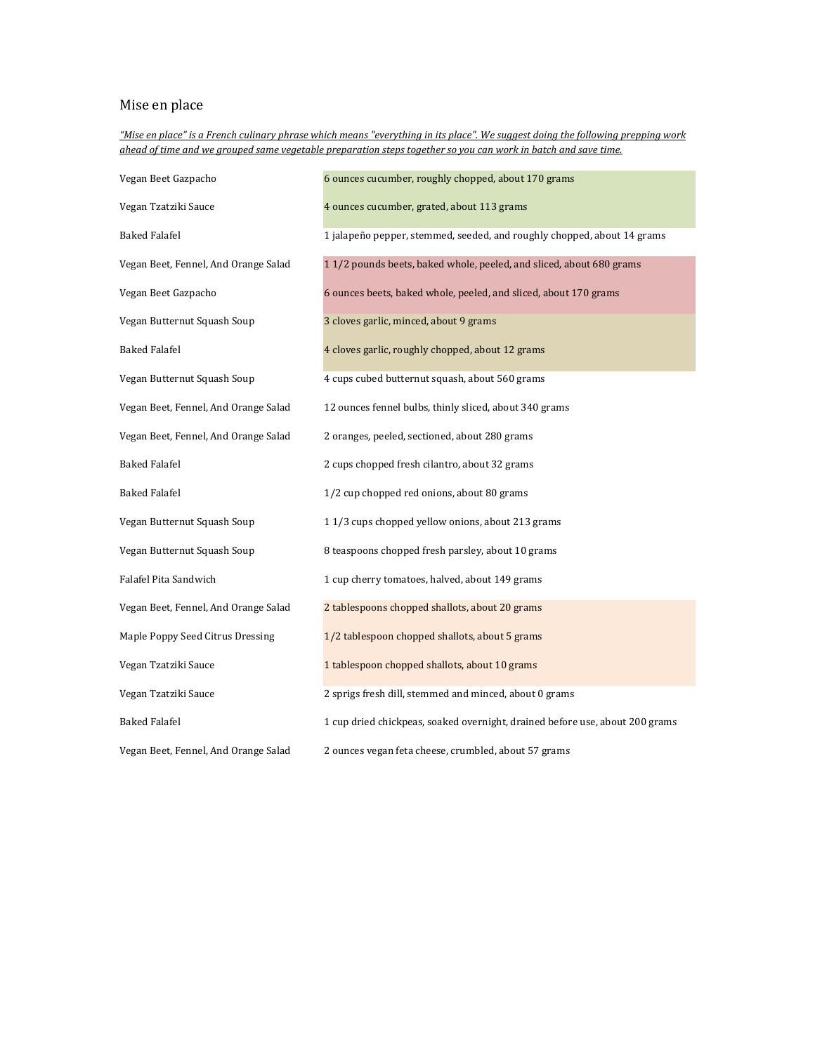## Mise en place

*"Mise en place" is a French culinary phrase which means "everything in its place". We suggest doing the following prepping work ahead of time and we grouped same vegetable preparation steps together so you can work in batch and save time.*

| Recipe | Preparation |
|---|---|
| Vegan Beet Gazpacho | 6 ounces cucumber, roughly chopped, about 170 grams |
| Vegan Tzatziki Sauce | 4 ounces cucumber, grated, about 113 grams |
| Baked Falafel | 1 jalapeño pepper, stemmed, seeded, and roughly chopped, about 14 grams |
| Vegan Beet, Fennel, And Orange Salad | 1 1/2 pounds beets, baked whole, peeled, and sliced, about 680 grams |
| Vegan Beet Gazpacho | 6 ounces beets, baked whole, peeled, and sliced, about 170 grams |
| Vegan Butternut Squash Soup | 3 cloves garlic, minced, about 9 grams |
| Baked Falafel | 4 cloves garlic, roughly chopped, about 12 grams |
| Vegan Butternut Squash Soup | 4 cups cubed butternut squash, about 560 grams |
| Vegan Beet, Fennel, And Orange Salad | 12 ounces fennel bulbs, thinly sliced, about 340 grams |
| Vegan Beet, Fennel, And Orange Salad | 2 oranges, peeled, sectioned, about 280 grams |
| Baked Falafel | 2 cups chopped fresh cilantro, about 32 grams |
| Baked Falafel | 1/2 cup chopped red onions, about 80 grams |
| Vegan Butternut Squash Soup | 1 1/3 cups chopped yellow onions, about 213 grams |
| Vegan Butternut Squash Soup | 8 teaspoons chopped fresh parsley, about 10 grams |
| Falafel Pita Sandwich | 1 cup cherry tomatoes, halved, about 149 grams |
| Vegan Beet, Fennel, And Orange Salad | 2 tablespoons chopped shallots, about 20 grams |
| Maple Poppy Seed Citrus Dressing | 1/2 tablespoon chopped shallots, about 5 grams |
| Vegan Tzatziki Sauce | 1 tablespoon chopped shallots, about 10 grams |
| Vegan Tzatziki Sauce | 2 sprigs fresh dill, stemmed and minced, about 0 grams |
| Baked Falafel | 1 cup dried chickpeas, soaked overnight, drained before use, about 200 grams |
| Vegan Beet, Fennel, And Orange Salad | 2 ounces vegan feta cheese, crumbled, about 57 grams |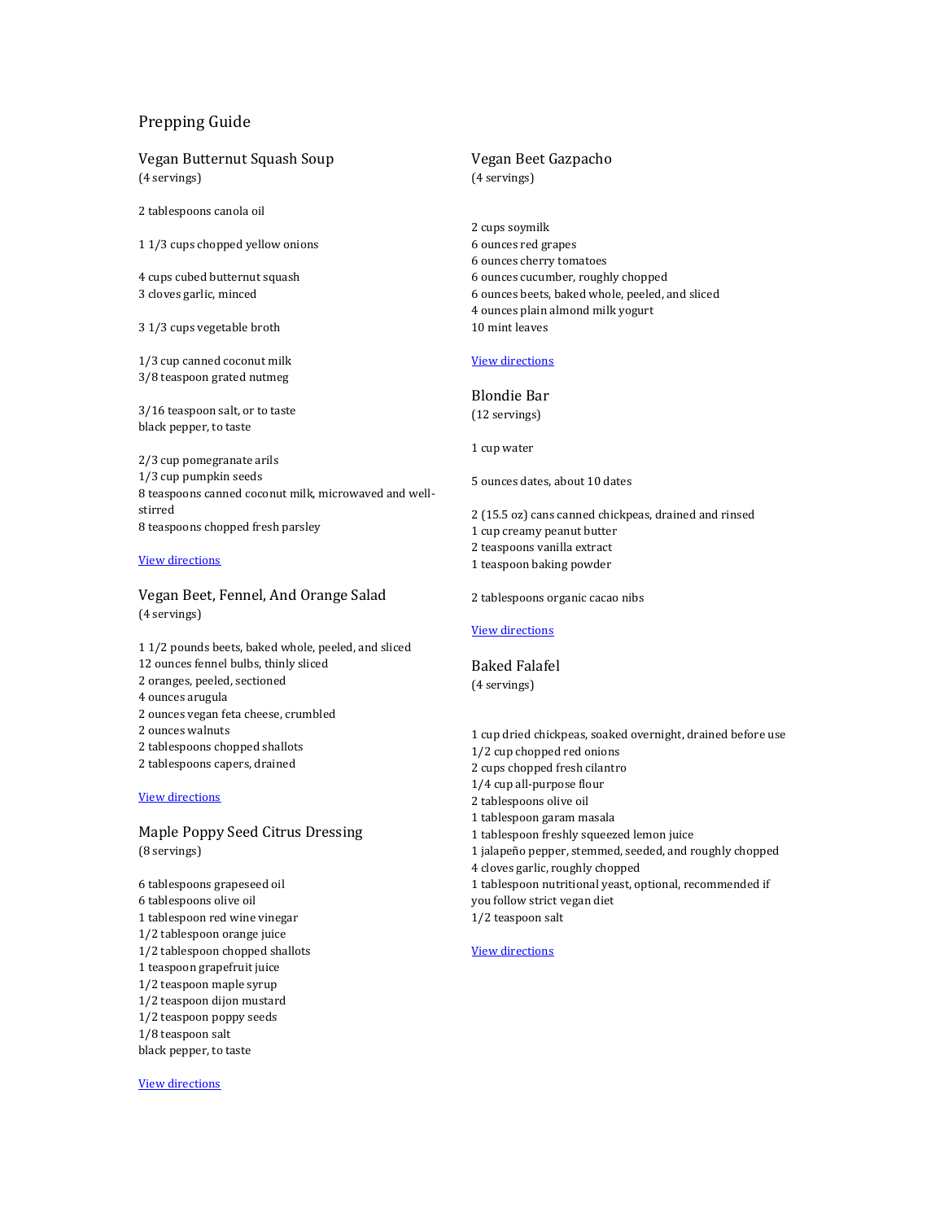# Prepping Guide

## Vegan Butternut Squash Soup

(4 servings)

2 tablespoons canola oil

1 1/3 cups chopped yellow onions

4 cups cubed butternut squash
3 cloves garlic, minced

3 1/3 cups vegetable broth

1/3 cup canned coconut milk
3/8 teaspoon grated nutmeg

3/16 teaspoon salt, or to taste
black pepper, to taste

2/3 cup pomegranate arils
1/3 cup pumpkin seeds
8 teaspoons canned coconut milk, microwaved and well-stirred
8 teaspoons chopped fresh parsley

View directions

## Vegan Beet, Fennel, And Orange Salad

(4 servings)

1 1/2 pounds beets, baked whole, peeled, and sliced
12 ounces fennel bulbs, thinly sliced
2 oranges, peeled, sectioned
4 ounces arugula
2 ounces vegan feta cheese, crumbled
2 ounces walnuts
2 tablespoons chopped shallots
2 tablespoons capers, drained

View directions

## Maple Poppy Seed Citrus Dressing

(8 servings)

6 tablespoons grapeseed oil
6 tablespoons olive oil
1 tablespoon red wine vinegar
1/2 tablespoon orange juice
1/2 tablespoon chopped shallots
1 teaspoon grapefruit juice
1/2 teaspoon maple syrup
1/2 teaspoon dijon mustard
1/2 teaspoon poppy seeds
1/8 teaspoon salt
black pepper, to taste

View directions

## Vegan Beet Gazpacho

(4 servings)

2 cups soymilk
6 ounces red grapes
6 ounces cherry tomatoes
6 ounces cucumber, roughly chopped
6 ounces beets, baked whole, peeled, and sliced
4 ounces plain almond milk yogurt
10 mint leaves

View directions

## Blondie Bar

(12 servings)

1 cup water

5 ounces dates, about 10 dates

2 (15.5 oz) cans canned chickpeas, drained and rinsed
1 cup creamy peanut butter
2 teaspoons vanilla extract
1 teaspoon baking powder

2 tablespoons organic cacao nibs

View directions

## Baked Falafel

(4 servings)

1 cup dried chickpeas, soaked overnight, drained before use
1/2 cup chopped red onions
2 cups chopped fresh cilantro
1/4 cup all-purpose flour
2 tablespoons olive oil
1 tablespoon garam masala
1 tablespoon freshly squeezed lemon juice
1 jalapeño pepper, stemmed, seeded, and roughly chopped
4 cloves garlic, roughly chopped
1 tablespoon nutritional yeast, optional, recommended if you follow strict vegan diet
1/2 teaspoon salt

View directions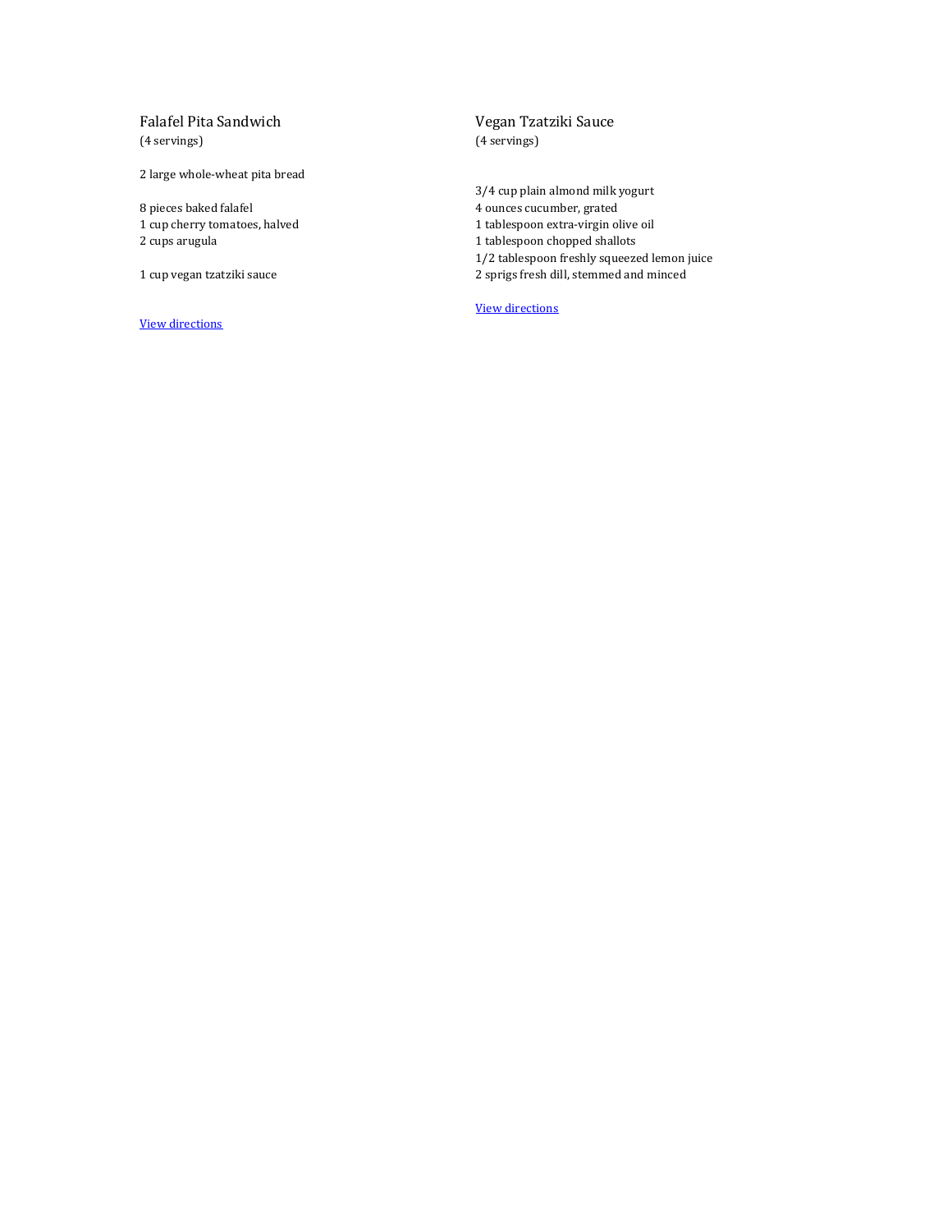## Falafel Pita Sandwich

(4 servings)

2 large whole-wheat pita bread

8 pieces baked falafel
1 cup cherry tomatoes, halved
2 cups arugula

1 cup vegan tzatziki sauce

View directions

## Vegan Tzatziki Sauce

(4 servings)

3/4 cup plain almond milk yogurt
4 ounces cucumber, grated
1 tablespoon extra-virgin olive oil
1 tablespoon chopped shallots
1/2 tablespoon freshly squeezed lemon juice
2 sprigs fresh dill, stemmed and minced

View directions